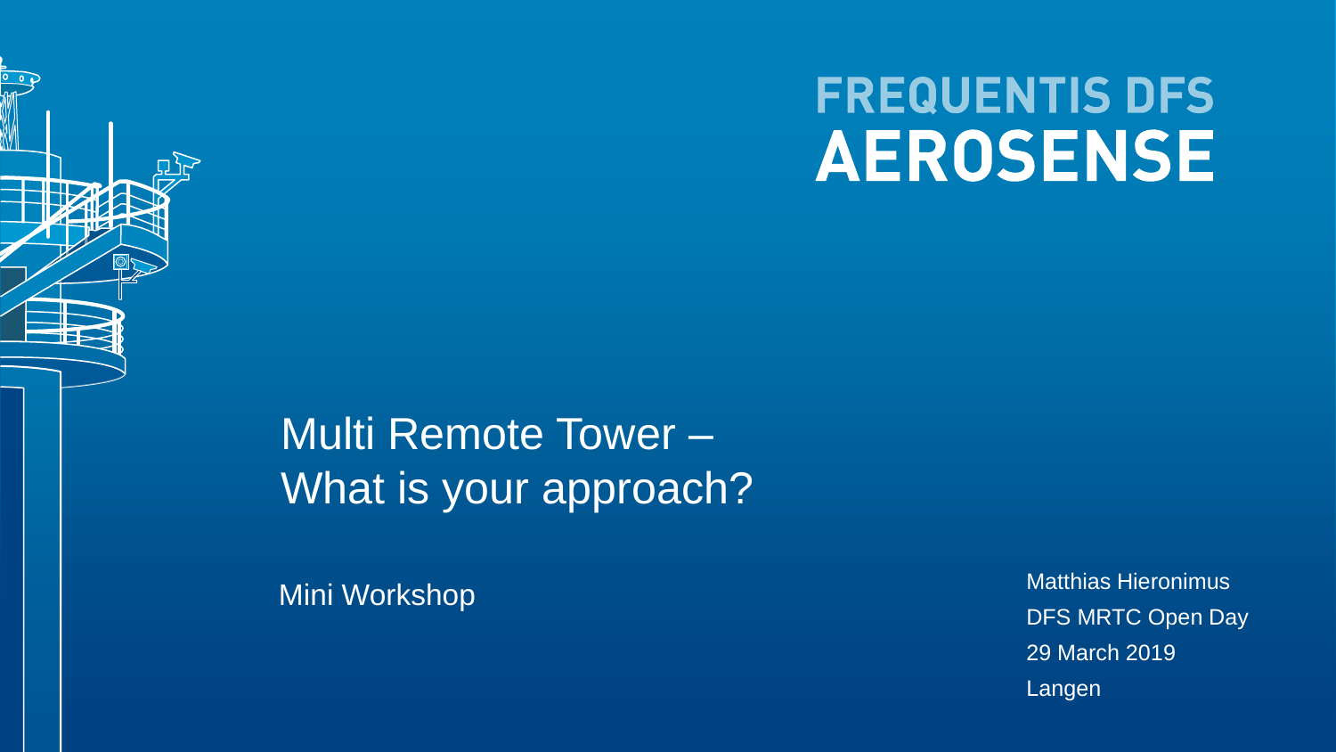FREQUENTIS DFS

**AEROSENSE**

# Multi Remote Tower – What is your approach?

Mini Workshop

Matthias Hieronimus
DFS MRTC Open Day
29 March 2019
Langen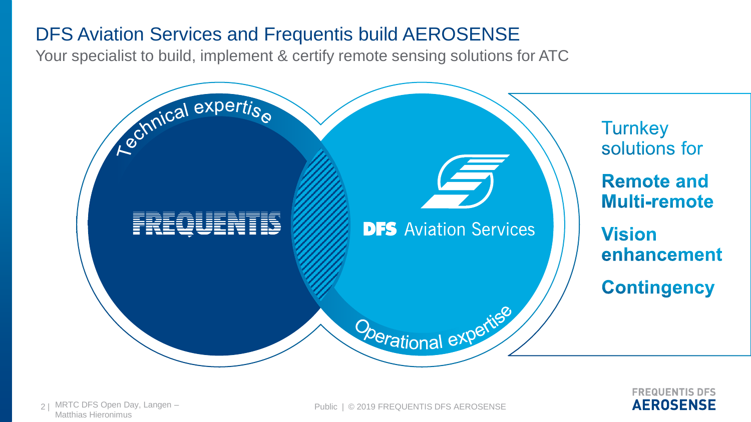# DFS Aviation Services and Frequentis build AEROSENSE

Your specialist to build, implement & certify remote sensing solutions for ATC

Technical expertise

FREQUENTIS

DFS Aviation Services

Operational expertise

Turnkey solutions for

**Remote and Multi-remote**

**Vision enhancement**

**Contingency**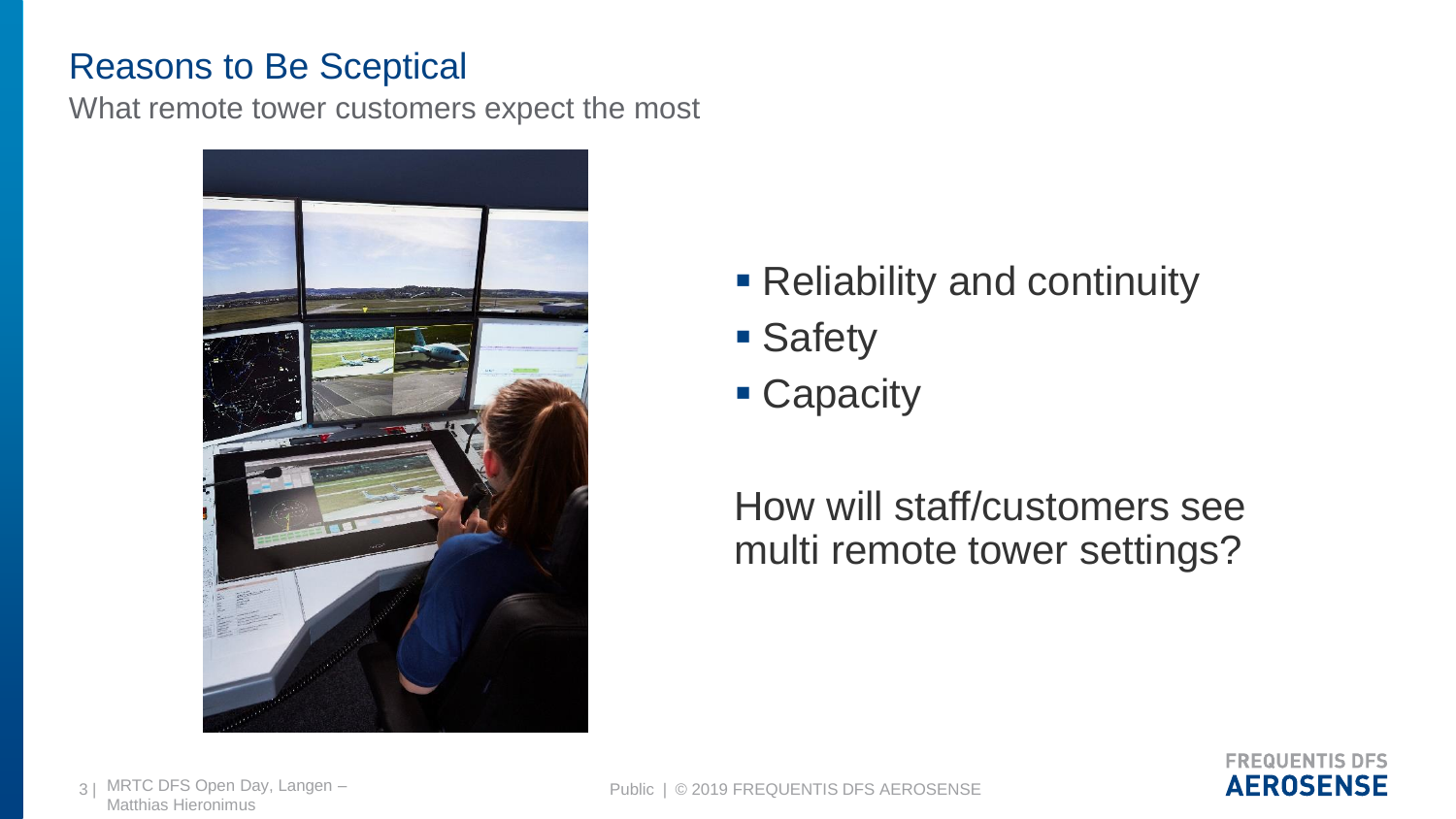# Reasons to Be Sceptical

What remote tower customers expect the most

- Reliability and continuity
- Safety
- Capacity

How will staff/customers see multi remote tower settings?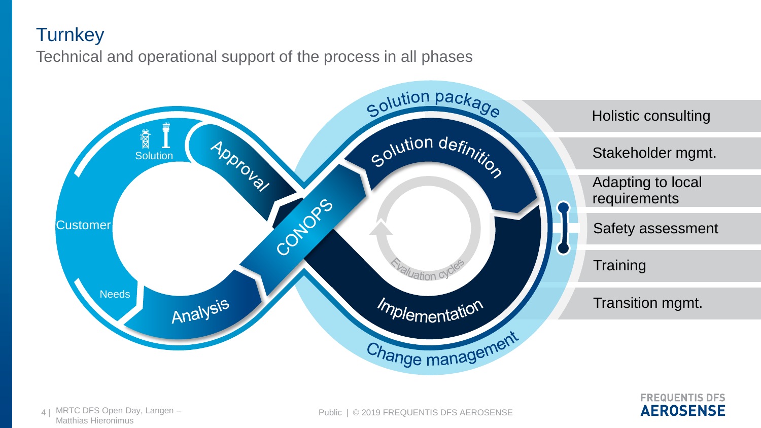# Turnkey

Technical and operational support of the process in all phases

Solution package

Solution

Approval

Solution definition

Customer

CONOPS

Evaluation cycles

Needs

Analysis

Implementation

Change management

- Holistic consulting
- Stakeholder mgmt.
- Adapting to local requirements
- Safety assessment
- Training
- Transition mgmt.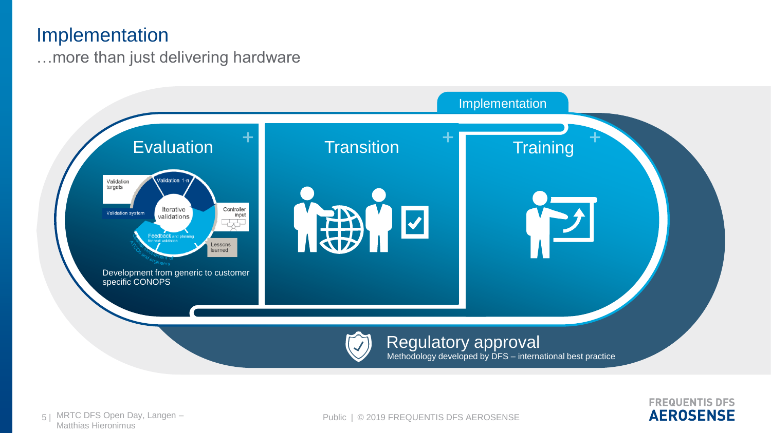# Implementation

…more than just delivering hardware

Implementation

## Evaluation

Validation targets

Validation 1-n

Validation system

Iterative validations

Controller input

Feedback and planning for next validation

Lessons learned

Development from generic to customer specific CONOPS

## Transition

## Training

## Regulatory approval

Methodology developed by DFS – international best practice

Public | © 2019 FREQUENTIS DFS AEROSENSE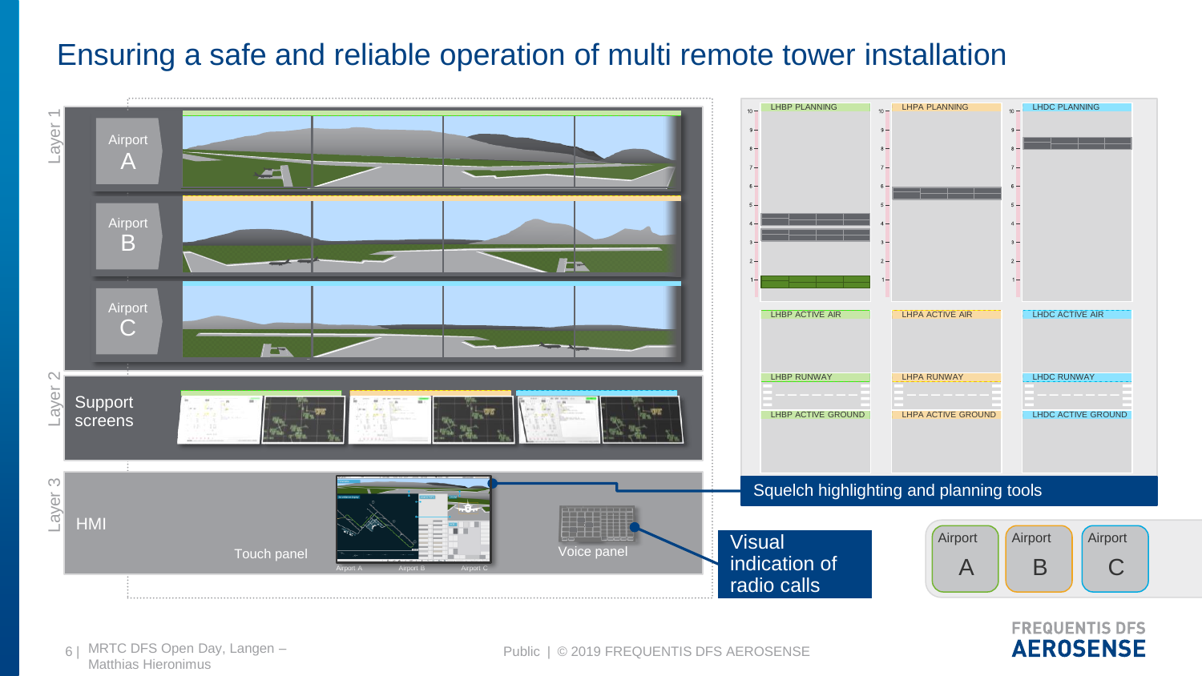# Ensuring a safe and reliable operation of multi remote tower installation

Layer 1

Airport A

Airport B

Airport C

Layer 2

Support screens

Layer 3

HMI

Touch panel

Voice panel

LHBP PLANNING

LHPA PLANNING

LHDC PLANNING

LHBP ACTIVE AIR

LHPA ACTIVE AIR

LHDC ACTIVE AIR

LHBP RUNWAY

LHPA RUNWAY

LHDC RUNWAY

LHBP ACTIVE GROUND

LHPA ACTIVE GROUND

LHDC ACTIVE GROUND

Squelch highlighting and planning tools

Visual indication of radio calls

Airport A

Airport B

Airport C

MRTC DFS Open Day, Langen – Matthias Hieronimus

Public | © 2019 FREQUENTIS DFS AEROSENSE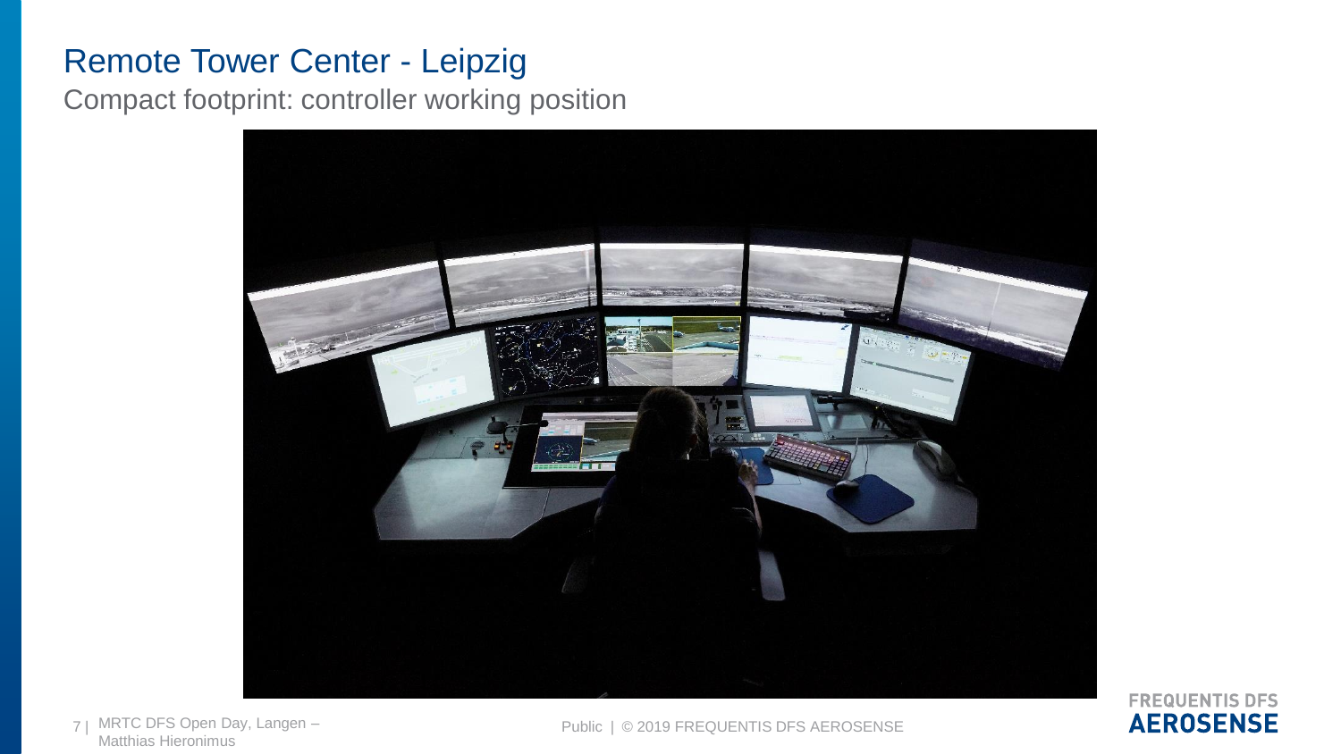# Remote Tower Center - Leipzig

Compact footprint: controller working position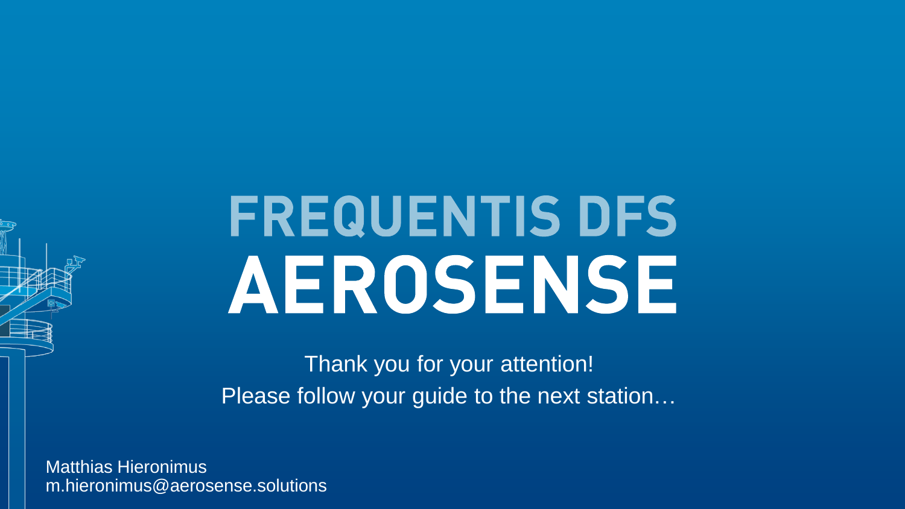# FREQUENTIS DFS AEROSENSE

Thank you for your attention!

Please follow your guide to the next station…

Matthias Hieronimus
m.hieronimus@aerosense.solutions